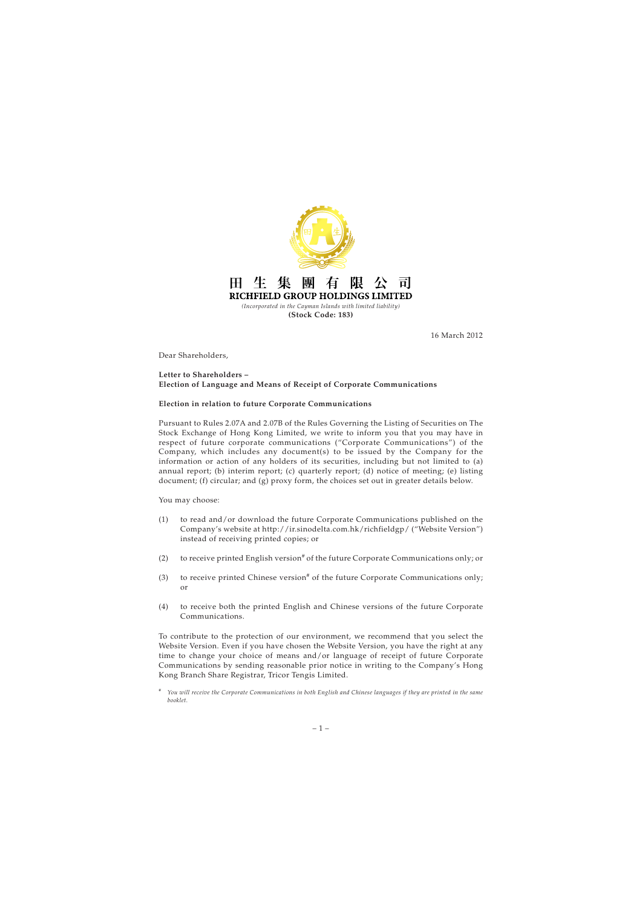田 生 集 團 有 限 公 司

**RICHFIELD GROUP HOLDINGS LIMITED**

*(Incorporated in the Cayman Islands with limited liability)*

**(Stock Code: 183)**

16 March 2012

Dear Shareholders,

**Letter to Shareholders –**
**Election of Language and Means of Receipt of Corporate Communications**

**Election in relation to future Corporate Communications**

Pursuant to Rules 2.07A and 2.07B of the Rules Governing the Listing of Securities on The Stock Exchange of Hong Kong Limited, we write to inform you that you may have in respect of future corporate communications ("Corporate Communications") of the Company, which includes any document(s) to be issued by the Company for the information or action of any holders of its securities, including but not limited to (a) annual report; (b) interim report; (c) quarterly report; (d) notice of meeting; (e) listing document; (f) circular; and (g) proxy form, the choices set out in greater details below.

You may choose:

(1) to read and/or download the future Corporate Communications published on the Company's website at http://ir.sinodelta.com.hk/richfieldgp/ ("Website Version") instead of receiving printed copies; or

(2) to receive printed English version# of the future Corporate Communications only; or

(3) to receive printed Chinese version# of the future Corporate Communications only; or

(4) to receive both the printed English and Chinese versions of the future Corporate Communications.

To contribute to the protection of our environment, we recommend that you select the Website Version. Even if you have chosen the Website Version, you have the right at any time to change your choice of means and/or language of receipt of future Corporate Communications by sending reasonable prior notice in writing to the Company's Hong Kong Branch Share Registrar, Tricor Tengis Limited.

# *You will receive the Corporate Communications in both English and Chinese languages if they are printed in the same booklet.*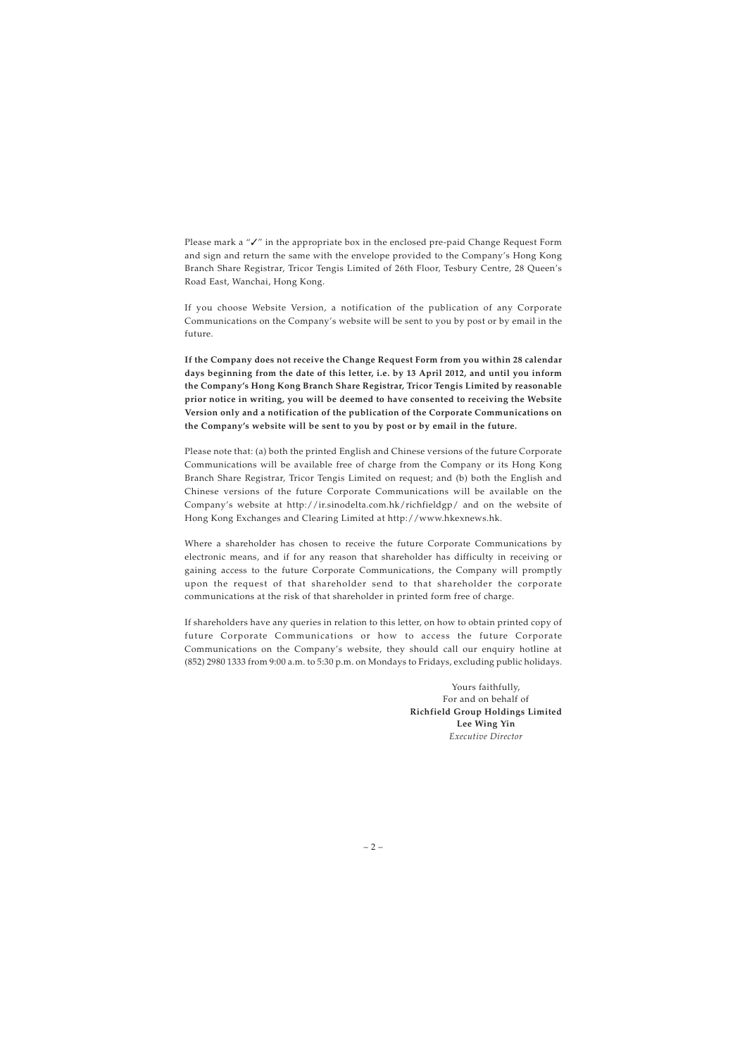Please mark a "✓" in the appropriate box in the enclosed pre-paid Change Request Form and sign and return the same with the envelope provided to the Company's Hong Kong Branch Share Registrar, Tricor Tengis Limited of 26th Floor, Tesbury Centre, 28 Queen's Road East, Wanchai, Hong Kong.

If you choose Website Version, a notification of the publication of any Corporate Communications on the Company's website will be sent to you by post or by email in the future.

**If the Company does not receive the Change Request Form from you within 28 calendar days beginning from the date of this letter, i.e. by 13 April 2012, and until you inform the Company's Hong Kong Branch Share Registrar, Tricor Tengis Limited by reasonable prior notice in writing, you will be deemed to have consented to receiving the Website Version only and a notification of the publication of the Corporate Communications on the Company's website will be sent to you by post or by email in the future.**

Please note that: (a) both the printed English and Chinese versions of the future Corporate Communications will be available free of charge from the Company or its Hong Kong Branch Share Registrar, Tricor Tengis Limited on request; and (b) both the English and Chinese versions of the future Corporate Communications will be available on the Company's website at http://ir.sinodelta.com.hk/richfieldgp/ and on the website of Hong Kong Exchanges and Clearing Limited at http://www.hkexnews.hk.

Where a shareholder has chosen to receive the future Corporate Communications by electronic means, and if for any reason that shareholder has difficulty in receiving or gaining access to the future Corporate Communications, the Company will promptly upon the request of that shareholder send to that shareholder the corporate communications at the risk of that shareholder in printed form free of charge.

If shareholders have any queries in relation to this letter, on how to obtain printed copy of future Corporate Communications or how to access the future Corporate Communications on the Company's website, they should call our enquiry hotline at (852) 2980 1333 from 9:00 a.m. to 5:30 p.m. on Mondays to Fridays, excluding public holidays.

Yours faithfully,
For and on behalf of
**Richfield Group Holdings Limited**
**Lee Wing Yin**
*Executive Director*